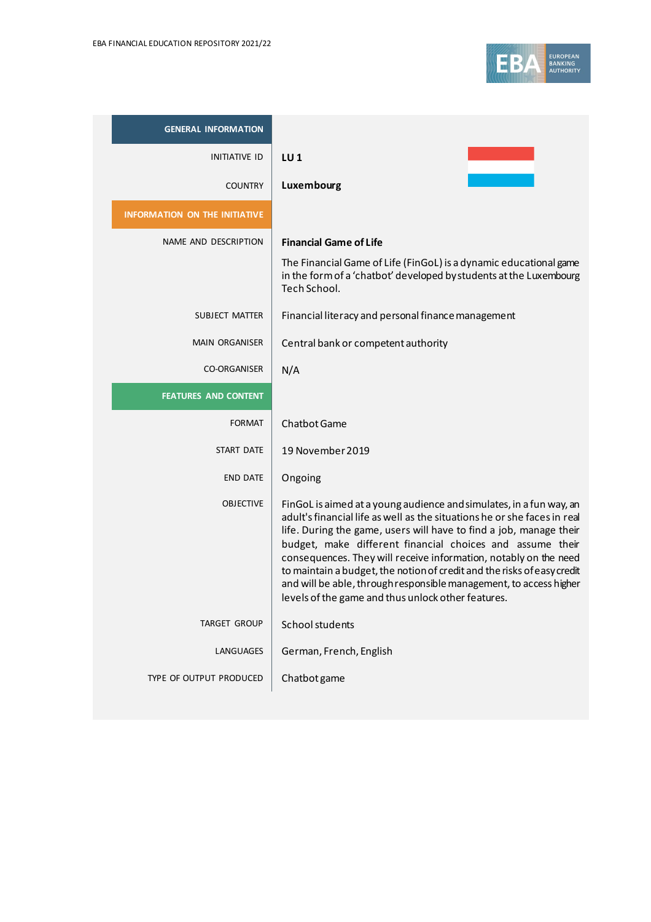| GENERAL INFORMATION | |
|---|---|
| INITIATIVE ID | **LU 1** |
| COUNTRY | **Luxembourg** |
| **INFORMATION ON THE INITIATIVE** | |
| NAME AND DESCRIPTION | **Financial Game of Life**<br><br>The Financial Game of Life (FinGoL) is a dynamic educational game in the form of a 'chatbot' developed by students at the Luxembourg Tech School. |
| SUBJECT MATTER | Financial literacy and personal finance management |
| MAIN ORGANISER | Central bank or competent authority |
| CO-ORGANISER | N/A |
| **FEATURES AND CONTENT** | |
| FORMAT | Chatbot Game |
| START DATE | 19 November 2019 |
| END DATE | Ongoing |
| OBJECTIVE | FinGoL is aimed at a young audience and simulates, in a fun way, an adult's financial life as well as the situations he or she faces in real life. During the game, users will have to find a job, manage their budget, make different financial choices and assume their consequences. They will receive information, notably on the need to maintain a budget, the notion of credit and the risks of easy credit and will be able, through responsible management, to access higher levels of the game and thus unlock other features. |
| TARGET GROUP | School students |
| LANGUAGES | German, French, English |
| TYPE OF OUTPUT PRODUCED | Chatbot game |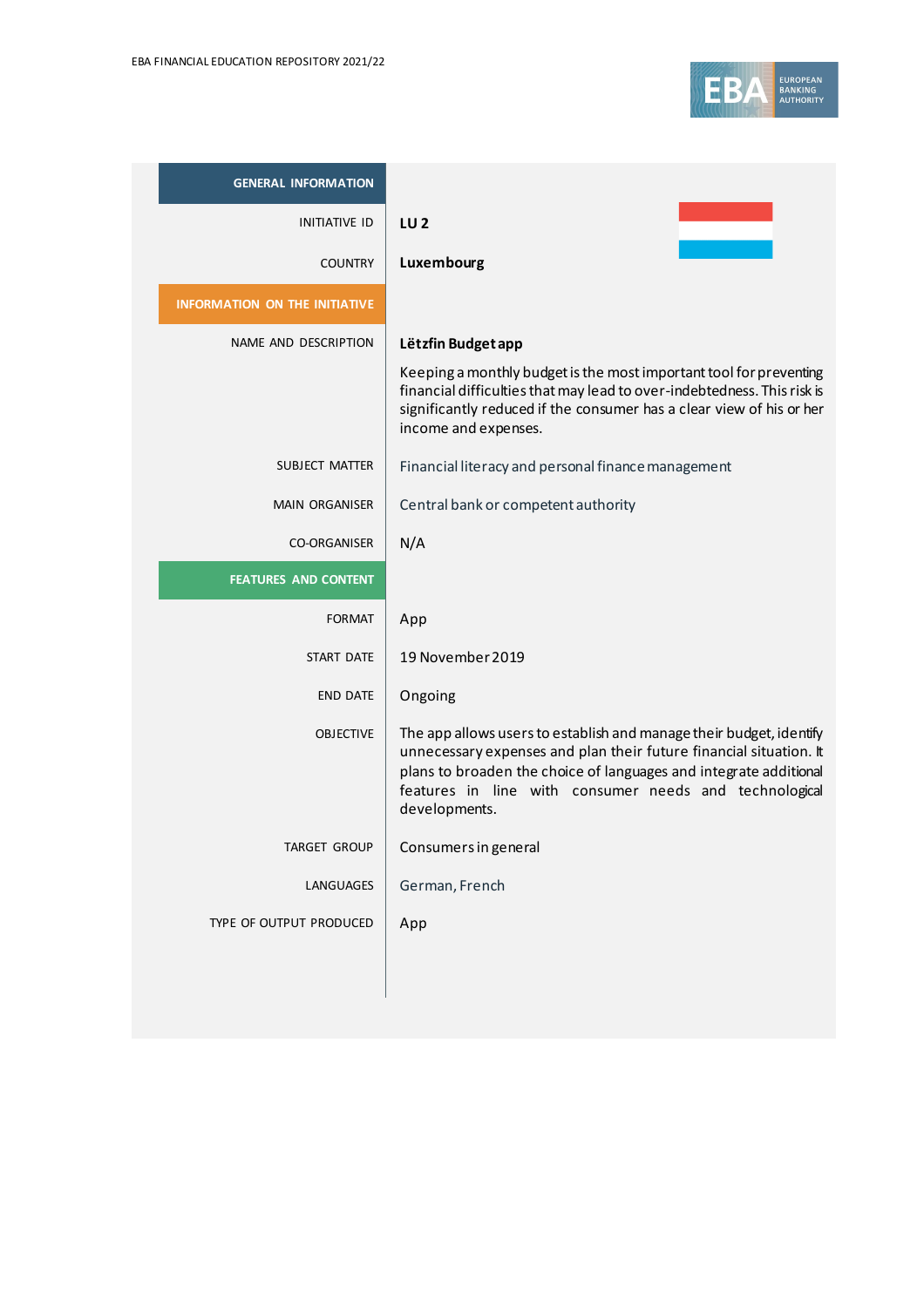| GENERAL INFORMATION | |
|---|---|
| INITIATIVE ID | **LU 2** |
| COUNTRY | **Luxembourg** |
| **INFORMATION ON THE INITIATIVE** | |
| NAME AND DESCRIPTION | **Lëtzfin Budget app**<br><br>Keeping a monthly budget is the most important tool for preventing financial difficulties that may lead to over-indebtedness. This risk is significantly reduced if the consumer has a clear view of his or her income and expenses. |
| SUBJECT MATTER | Financial literacy and personal finance management |
| MAIN ORGANISER | Central bank or competent authority |
| CO-ORGANISER | N/A |
| **FEATURES AND CONTENT** | |
| FORMAT | App |
| START DATE | 19 November 2019 |
| END DATE | Ongoing |
| OBJECTIVE | The app allows users to establish and manage their budget, identify unnecessary expenses and plan their future financial situation. It plans to broaden the choice of languages and integrate additional features in line with consumer needs and technological developments. |
| TARGET GROUP | Consumers in general |
| LANGUAGES | German, French |
| TYPE OF OUTPUT PRODUCED | App |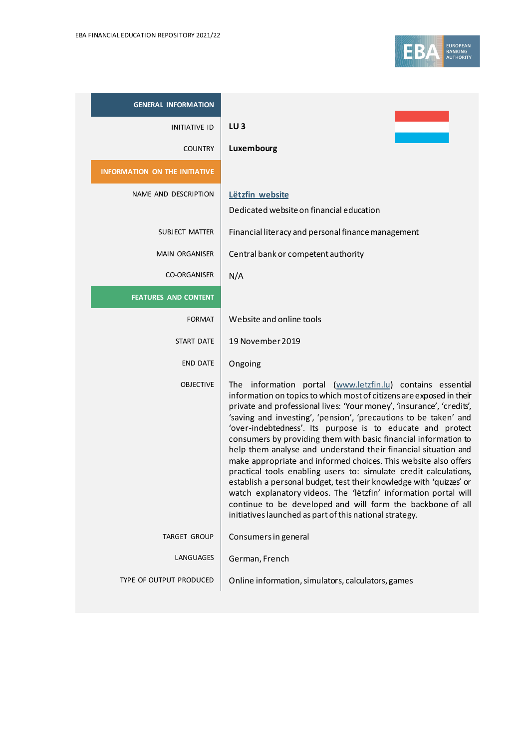| GENERAL INFORMATION | |
|---|---|
| INITIATIVE ID | **LU 3** |
| COUNTRY | **Luxembourg** |
| **INFORMATION ON THE INITIATIVE** | |
| NAME AND DESCRIPTION | **Lëtzfin website**<br>Dedicated website on financial education |
| SUBJECT MATTER | Financial literacy and personal finance management |
| MAIN ORGANISER | Central bank or competent authority |
| CO-ORGANISER | N/A |
| **FEATURES AND CONTENT** | |
| FORMAT | Website and online tools |
| START DATE | 19 November 2019 |
| END DATE | Ongoing |
| OBJECTIVE | The information portal (www.letzfin.lu) contains essential information on topics to which most of citizens are exposed in their private and professional lives: 'Your money', 'insurance', 'credits', 'saving and investing', 'pension', 'precautions to be taken' and 'over-indebtedness'. Its purpose is to educate and protect consumers by providing them with basic financial information to help them analyse and understand their financial situation and make appropriate and informed choices. This website also offers practical tools enabling users to: simulate credit calculations, establish a personal budget, test their knowledge with 'quizzes' or watch explanatory videos. The 'lëtzfin' information portal will continue to be developed and will form the backbone of all initiatives launched as part of this national strategy. |
| TARGET GROUP | Consumers in general |
| LANGUAGES | German, French |
| TYPE OF OUTPUT PRODUCED | Online information, simulators, calculators, games |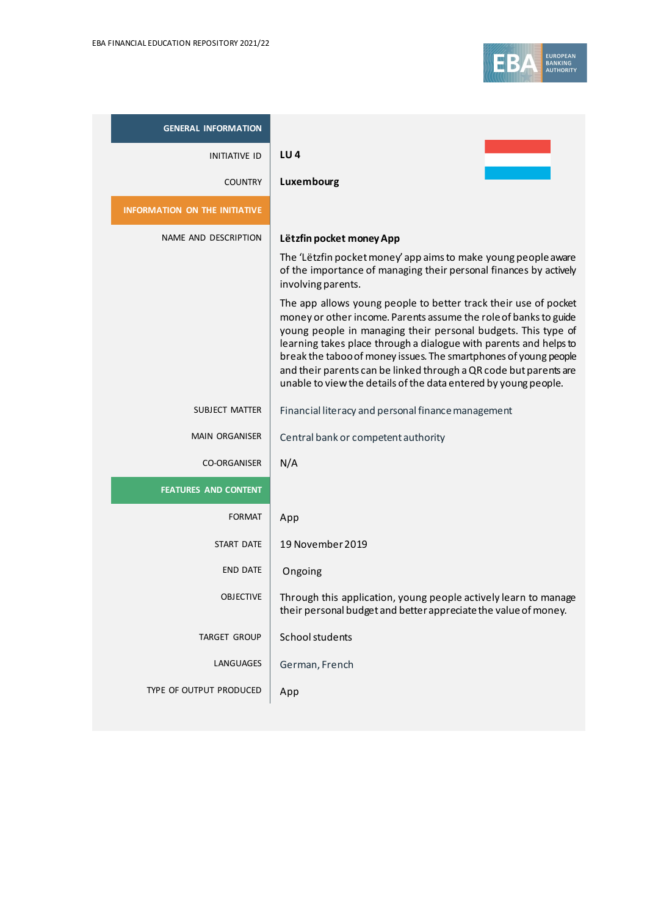| GENERAL INFORMATION | |
|---|---|
| INITIATIVE ID | **LU 4** |
| COUNTRY | **Luxembourg** |
| **INFORMATION ON THE INITIATIVE** | |
| NAME AND DESCRIPTION | **Lëtzfin pocket money App**<br><br>The 'Lëtzfin pocket money' app aims to make young people aware of the importance of managing their personal finances by actively involving parents.<br><br>The app allows young people to better track their use of pocket money or other income. Parents assume the role of banks to guide young people in managing their personal budgets. This type of learning takes place through a dialogue with parents and helps to break the taboo of money issues. The smartphones of young people and their parents can be linked through a QR code but parents are unable to view the details of the data entered by young people. |
| SUBJECT MATTER | Financial literacy and personal finance management |
| MAIN ORGANISER | Central bank or competent authority |
| CO-ORGANISER | N/A |
| **FEATURES AND CONTENT** | |
| FORMAT | App |
| START DATE | 19 November 2019 |
| END DATE | Ongoing |
| OBJECTIVE | Through this application, young people actively learn to manage their personal budget and better appreciate the value of money. |
| TARGET GROUP | School students |
| LANGUAGES | German, French |
| TYPE OF OUTPUT PRODUCED | App |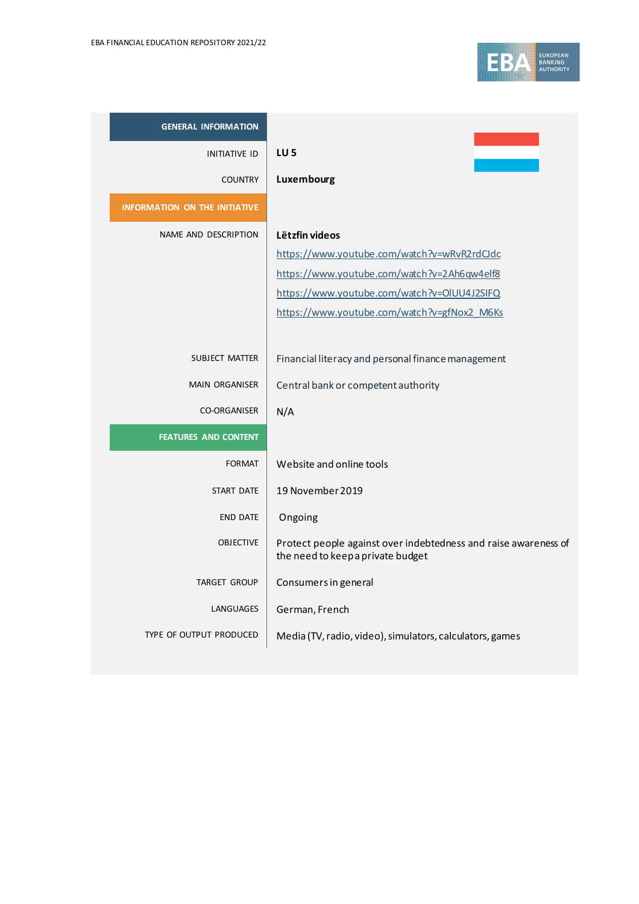| GENERAL INFORMATION | |
|---|---|
| INITIATIVE ID | **LU 5** |
| COUNTRY | **Luxembourg** |
| **INFORMATION ON THE INITIATIVE** | |
| NAME AND DESCRIPTION | **Lëtzfin videos**<br>https://www.youtube.com/watch?v=wRvR2rdCJdc<br>https://www.youtube.com/watch?v=2Ah6qw4elf8<br>https://www.youtube.com/watch?v=OlUU4J2SIFQ<br>https://www.youtube.com/watch?v=gfNox2_M6Ks |
| SUBJECT MATTER | Financial literacy and personal finance management |
| MAIN ORGANISER | Central bank or competent authority |
| CO-ORGANISER | N/A |
| **FEATURES AND CONTENT** | |
| FORMAT | Website and online tools |
| START DATE | 19 November 2019 |
| END DATE | Ongoing |
| OBJECTIVE | Protect people against over indebtedness and raise awareness of the need to keep a private budget |
| TARGET GROUP | Consumers in general |
| LANGUAGES | German, French |
| TYPE OF OUTPUT PRODUCED | Media (TV, radio, video), simulators, calculators, games |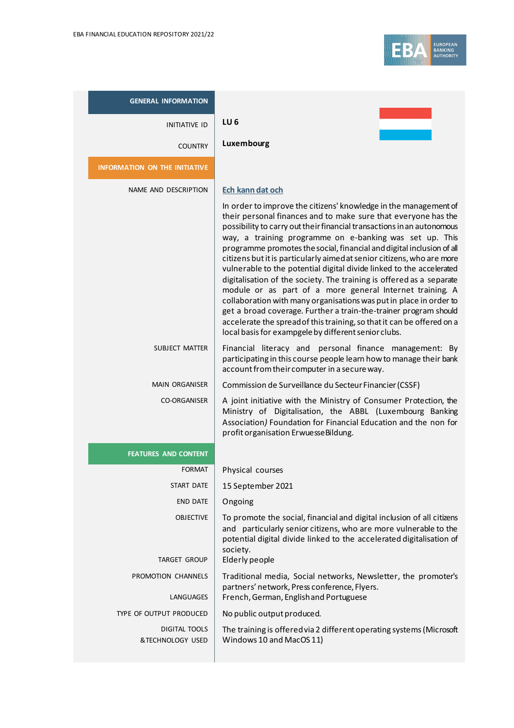| GENERAL INFORMATION | |
|---|---|
| INITIATIVE ID | **LU 6** |
| COUNTRY | **Luxembourg** |
| **INFORMATION ON THE INITIATIVE** | |
| NAME AND DESCRIPTION | **Ech kann dat och**<br><br>In order to improve the citizens' knowledge in the management of their personal finances and to make sure that everyone has the possibility to carry out their financial transactions in an autonomous way, a training programme on e-banking was set up. This programme promotes the social, financial and digital inclusion of all citizens but it is particularly aimed at senior citizens, who are more vulnerable to the potential digital divide linked to the accelerated digitalisation of the society. The training is offered as a separate module or as part of a more general Internet training. A collaboration with many organisations was put in place in order to get a broad coverage. Further a train-the-trainer program should accelerate the spread of this training, so that it can be offered on a local basis for exampgele by different senior clubs. |
| SUBJECT MATTER | Financial literacy and personal finance management: By participating in this course people learn how to manage their bank account from their computer in a secure way. |
| MAIN ORGANISER | Commission de Surveillance du Secteur Financier (CSSF) |
| CO-ORGANISER | A joint initiative with the Ministry of Consumer Protection, the Ministry of Digitalisation, the ABBL (Luxembourg Banking Association*)* Foundation for Financial Education and the non for profit organisation Erwuesse Bildung. |
| **FEATURES AND CONTENT** | |
| FORMAT | Physical courses |
| START DATE | 15 September 2021 |
| END DATE | Ongoing |
| OBJECTIVE | To promote the social, financial and digital inclusion of all citizens and particularly senior citizens, who are more vulnerable to the potential digital divide linked to the accelerated digitalisation of society. |
| TARGET GROUP | Elderly people |
| PROMOTION CHANNELS | Traditional media, Social networks, Newsletter, the promoter's partners' network, Press conference, Flyers. |
| LANGUAGES | French, German, English and Portuguese |
| TYPE OF OUTPUT PRODUCED | No public output produced. |
| DIGITAL TOOLS & TECHNOLOGY USED | The training is offered via 2 different operating systems (Microsoft Windows 10 and MacOS 11) |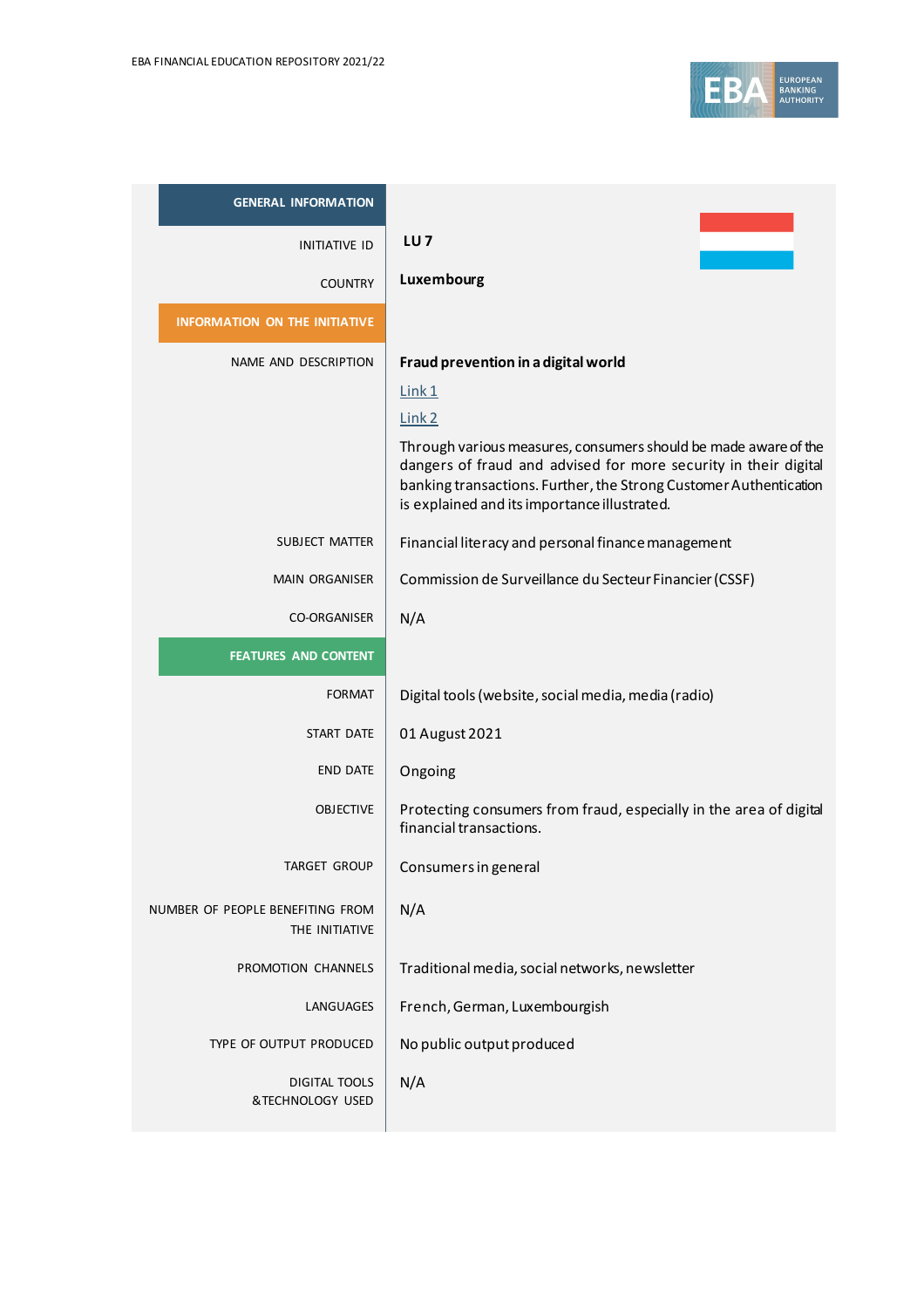| GENERAL INFORMATION | |
|---|---|
| INITIATIVE ID | **LU 7** |
| COUNTRY | **Luxembourg** |
| **INFORMATION ON THE INITIATIVE** | |
| NAME AND DESCRIPTION | **Fraud prevention in a digital world**<br>Link 1<br>Link 2<br>Through various measures, consumers should be made aware of the dangers of fraud and advised for more security in their digital banking transactions. Further, the Strong Customer Authentication is explained and its importance illustrated. |
| SUBJECT MATTER | Financial literacy and personal finance management |
| MAIN ORGANISER | Commission de Surveillance du Secteur Financier (CSSF) |
| CO-ORGANISER | N/A |
| **FEATURES AND CONTENT** | |
| FORMAT | Digital tools (website, social media, media (radio) |
| START DATE | 01 August 2021 |
| END DATE | Ongoing |
| OBJECTIVE | Protecting consumers from fraud, especially in the area of digital financial transactions. |
| TARGET GROUP | Consumers in general |
| NUMBER OF PEOPLE BENEFITING FROM THE INITIATIVE | N/A |
| PROMOTION CHANNELS | Traditional media, social networks, newsletter |
| LANGUAGES | French, German, Luxembourgish |
| TYPE OF OUTPUT PRODUCED | No public output produced |
| DIGITAL TOOLS &TECHNOLOGY USED | N/A |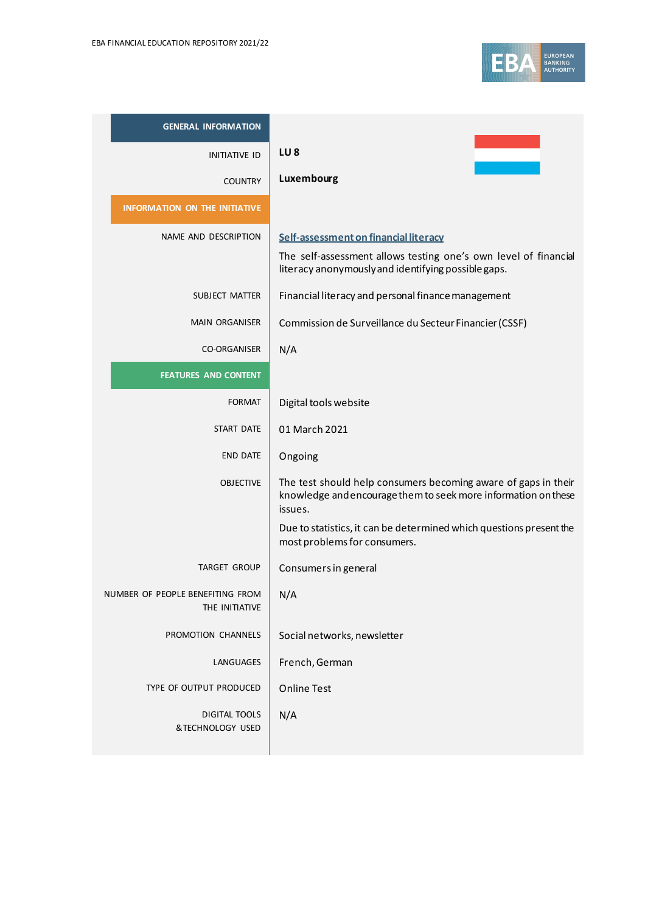| | |
|---|---|
| **GENERAL INFORMATION** | |
| INITIATIVE ID | **LU 8** |
| COUNTRY | **Luxembourg** |
| **INFORMATION ON THE INITIATIVE** | |
| NAME AND DESCRIPTION | **Self-assessment on financial literacy**<br>The self-assessment allows testing one's own level of financial literacy anonymously and identifying possible gaps. |
| SUBJECT MATTER | Financial literacy and personal finance management |
| MAIN ORGANISER | Commission de Surveillance du Secteur Financier (CSSF) |
| CO-ORGANISER | N/A |
| **FEATURES AND CONTENT** | |
| FORMAT | Digital tools website |
| START DATE | 01 March 2021 |
| END DATE | Ongoing |
| OBJECTIVE | The test should help consumers becoming aware of gaps in their knowledge and encourage them to seek more information on these issues.<br>Due to statistics, it can be determined which questions present the most problems for consumers. |
| TARGET GROUP | Consumers in general |
| NUMBER OF PEOPLE BENEFITING FROM THE INITIATIVE | N/A |
| PROMOTION CHANNELS | Social networks, newsletter |
| LANGUAGES | French, German |
| TYPE OF OUTPUT PRODUCED | Online Test |
| DIGITAL TOOLS & TECHNOLOGY USED | N/A |